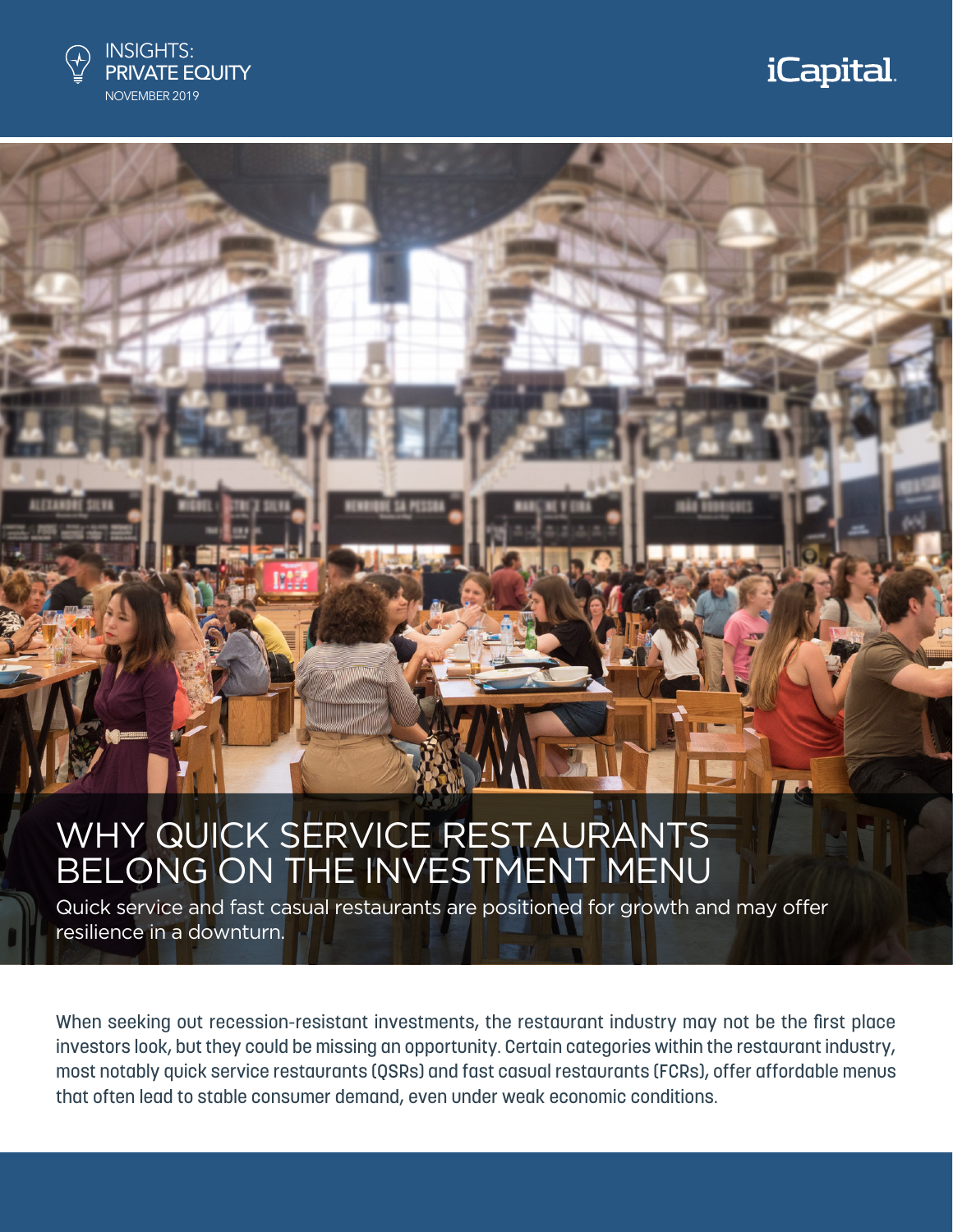INSIGHTS: PRIVATE EQUITY
NOVEMBER 2019

iCapital.

# WHY QUICK SERVICE RESTAURANTS BELONG ON THE INVESTMENT MENU

Quick service and fast casual restaurants are positioned for growth and may offer resilience in a downturn.

When seeking out recession-resistant investments, the restaurant industry may not be the first place investors look, but they could be missing an opportunity. Certain categories within the restaurant industry, most notably quick service restaurants (QSRs) and fast casual restaurants (FCRs), offer affordable menus that often lead to stable consumer demand, even under weak economic conditions.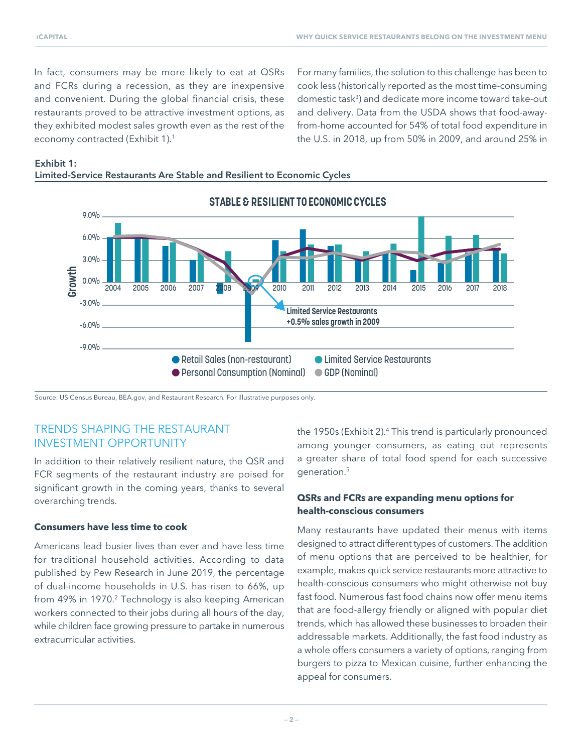In fact, consumers may be more likely to eat at QSRs and FCRs during a recession, as they are inexpensive and convenient. During the global financial crisis, these restaurants proved to be attractive investment options, as they exhibited modest sales growth even as the rest of the economy contracted (Exhibit 1).[1]

For many families, the solution to this challenge has been to cook less (historically reported as the most time-consuming domestic task[3]) and dedicate more income toward take-out and delivery. Data from the USDA shows that food-away-from-home accounted for 54% of total food expenditure in the U.S. in 2018, up from 50% in 2009, and around 25% in the 1950s (Exhibit 2).[4] This trend is particularly pronounced among younger consumers, as eating out represents a greater share of total food spend for each successive generation.[5]

**Exhibit 1:**
**Limited-Service Restaurants Are Stable and Resilient to Economic Cycles**

STABLE & RESILIENT TO ECONOMIC CYCLES

Growth

9.0%
6.0%
3.0%
0.0%
-3.0%
-6.0%
-9.0%

2004 2005 2006 2007 2008 2009 2010 2011 2012 2013 2014 2015 2016 2017 2018

Limited Service Restaurants
+0.5% sales growth in 2009

Retail Sales (non-restaurant)
Limited Service Restaurants
Personal Consumption (Nominal)
GDP (Nominal)

Source: US Census Bureau, BEA.gov, and Restaurant Research. For illustrative purposes only.

## TRENDS SHAPING THE RESTAURANT INVESTMENT OPPORTUNITY

In addition to their relatively resilient nature, the QSR and FCR segments of the restaurant industry are poised for significant growth in the coming years, thanks to several overarching trends.

### Consumers have less time to cook

Americans lead busier lives than ever and have less time for traditional household activities. According to data published by Pew Research in June 2019, the percentage of dual-income households in U.S. has risen to 66%, up from 49% in 1970.[2] Technology is also keeping American workers connected to their jobs during all hours of the day, while children face growing pressure to partake in numerous extracurricular activities.

### QSRs and FCRs are expanding menu options for health-conscious consumers

Many restaurants have updated their menus with items designed to attract different types of customers. The addition of menu options that are perceived to be healthier, for example, makes quick service restaurants more attractive to health-conscious consumers who might otherwise not buy fast food. Numerous fast food chains now offer menu items that are food-allergy friendly or aligned with popular diet trends, which has allowed these businesses to broaden their addressable markets. Additionally, the fast food industry as a whole offers consumers a variety of options, ranging from burgers to pizza to Mexican cuisine, further enhancing the appeal for consumers.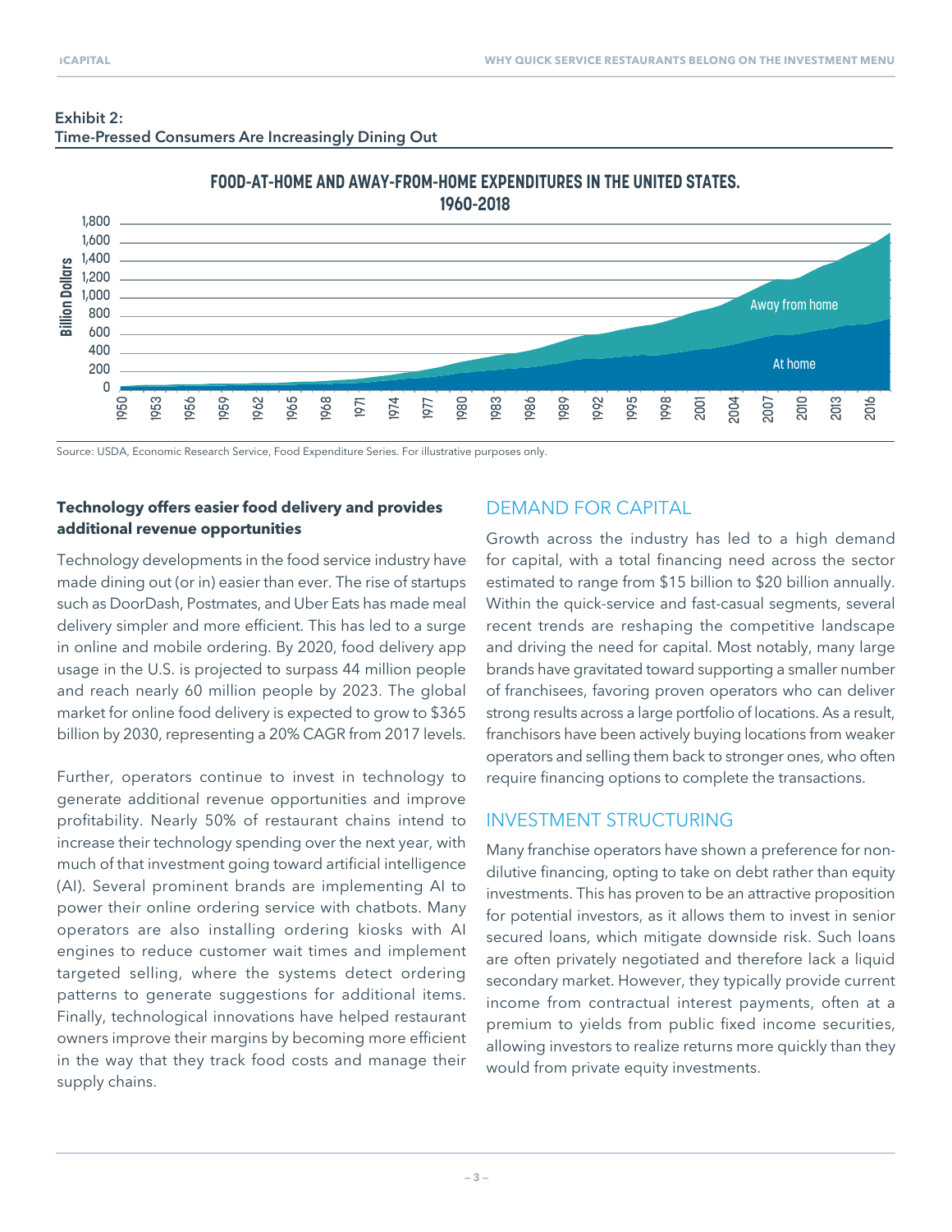**Exhibit 2:**
**Time-Pressed Consumers Are Increasingly Dining Out**

FOOD-AT-HOME AND AWAY-FROM-HOME EXPENDITURES IN THE UNITED STATES. 1960-2018

Billion Dollars

1,800
1,600
1,400
1,200
1,000
800
600
400
200
0

1950 1953 1956 1959 1962 1965 1968 1971 1974 1977 1980 1983 1986 1989 1992 1995 1998 2001 2004 2007 2010 2013 2016

Away from home

At home

Source: USDA, Economic Research Service, Food Expenditure Series. For illustrative purposes only.

**Technology offers easier food delivery and provides additional revenue opportunities**

Technology developments in the food service industry have made dining out (or in) easier than ever. The rise of startups such as DoorDash, Postmates, and Uber Eats has made meal delivery simpler and more efficient. This has led to a surge in online and mobile ordering. By 2020, food delivery app usage in the U.S. is projected to surpass 44 million people and reach nearly 60 million people by 2023. The global market for online food delivery is expected to grow to $365 billion by 2030, representing a 20% CAGR from 2017 levels.

Further, operators continue to invest in technology to generate additional revenue opportunities and improve profitability. Nearly 50% of restaurant chains intend to increase their technology spending over the next year, with much of that investment going toward artificial intelligence (AI). Several prominent brands are implementing AI to power their online ordering service with chatbots. Many operators are also installing ordering kiosks with AI engines to reduce customer wait times and implement targeted selling, where the systems detect ordering patterns to generate suggestions for additional items. Finally, technological innovations have helped restaurant owners improve their margins by becoming more efficient in the way that they track food costs and manage their supply chains.

## DEMAND FOR CAPITAL

Growth across the industry has led to a high demand for capital, with a total financing need across the sector estimated to range from $15 billion to $20 billion annually. Within the quick-service and fast-casual segments, several recent trends are reshaping the competitive landscape and driving the need for capital. Most notably, many large brands have gravitated toward supporting a smaller number of franchisees, favoring proven operators who can deliver strong results across a large portfolio of locations. As a result, franchisors have been actively buying locations from weaker operators and selling them back to stronger ones, who often require financing options to complete the transactions.

## INVESTMENT STRUCTURING

Many franchise operators have shown a preference for non-dilutive financing, opting to take on debt rather than equity investments. This has proven to be an attractive proposition for potential investors, as it allows them to invest in senior secured loans, which mitigate downside risk. Such loans are often privately negotiated and therefore lack a liquid secondary market. However, they typically provide current income from contractual interest payments, often at a premium to yields from public fixed income securities, allowing investors to realize returns more quickly than they would from private equity investments.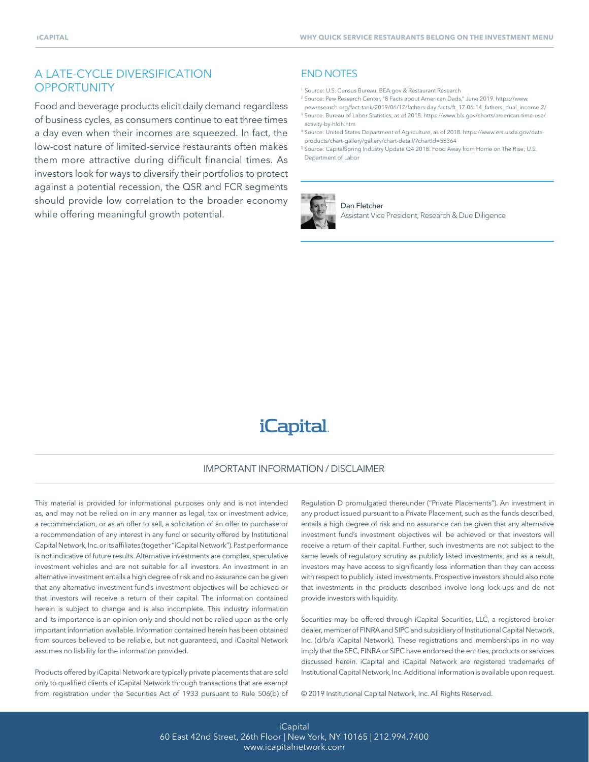## A LATE-CYCLE DIVERSIFICATION OPPORTUNITY

Food and beverage products elicit daily demand regardless of business cycles, as consumers continue to eat three times a day even when their incomes are squeezed. In fact, the low-cost nature of limited-service restaurants often makes them more attractive during difficult financial times. As investors look for ways to diversify their portfolios to protect against a potential recession, the QSR and FCR segments should provide low correlation to the broader economy while offering meaningful growth potential.

## END NOTES

[1] Source: U.S. Census Bureau, BEA.gov & Restaurant Research
[2] Source: Pew Research Center, "8 Facts about American Dads," June 2019. https://www.pewresearch.org/fact-tank/2019/06/12/fathers-day-facts/ft_17-06-14_fathers_dual_income-2/
[3] Source: Bureau of Labor Statistics, as of 2018. https://www.bls.gov/charts/american-time-use/activity-by-hldh.htm
[4] Source: United States Department of Agriculture, as of 2018. https://www.ers.usda.gov/data-products/chart-gallery/gallery/chart-detail/?chartId=58364
[5] Source: CapitalSpring Industry Update Q4 2018: Food Away from Home on The Rise; U.S. Department of Labor

Dan Fletcher
Assistant Vice President, Research & Due Diligence

iCapital.

### IMPORTANT INFORMATION / DISCLAIMER

This material is provided for informational purposes only and is not intended as, and may not be relied on in any manner as legal, tax or investment advice, a recommendation, or as an offer to sell, a solicitation of an offer to purchase or a recommendation of any interest in any fund or security offered by Institutional Capital Network, Inc. or its affiliates (together "iCapital Network"). Past performance is not indicative of future results. Alternative investments are complex, speculative investment vehicles and are not suitable for all investors. An investment in an alternative investment entails a high degree of risk and no assurance can be given that any alternative investment fund's investment objectives will be achieved or that investors will receive a return of their capital. The information contained herein is subject to change and is also incomplete. This industry information and its importance is an opinion only and should not be relied upon as the only important information available. Information contained herein has been obtained from sources believed to be reliable, but not guaranteed, and iCapital Network assumes no liability for the information provided.

Products offered by iCapital Network are typically private placements that are sold only to qualified clients of iCapital Network through transactions that are exempt from registration under the Securities Act of 1933 pursuant to Rule 506(b) of Regulation D promulgated thereunder ("Private Placements"). An investment in any product issued pursuant to a Private Placement, such as the funds described, entails a high degree of risk and no assurance can be given that any alternative investment fund's investment objectives will be achieved or that investors will receive a return of their capital. Further, such investments are not subject to the same levels of regulatory scrutiny as publicly listed investments, and as a result, investors may have access to significantly less information than they can access with respect to publicly listed investments. Prospective investors should also note that investments in the products described involve long lock-ups and do not provide investors with liquidity.

Securities may be offered through iCapital Securities, LLC, a registered broker dealer, member of FINRA and SIPC and subsidiary of Institutional Capital Network, Inc. (d/b/a iCapital Network). These registrations and memberships in no way imply that the SEC, FINRA or SIPC have endorsed the entities, products or services discussed herein. iCapital and iCapital Network are registered trademarks of Institutional Capital Network, Inc. Additional information is available upon request.

© 2019 Institutional Capital Network, Inc. All Rights Reserved.

iCapital
60 East 42nd Street, 26th Floor | New York, NY 10165 | 212.994.7400
www.icapitalnetwork.com